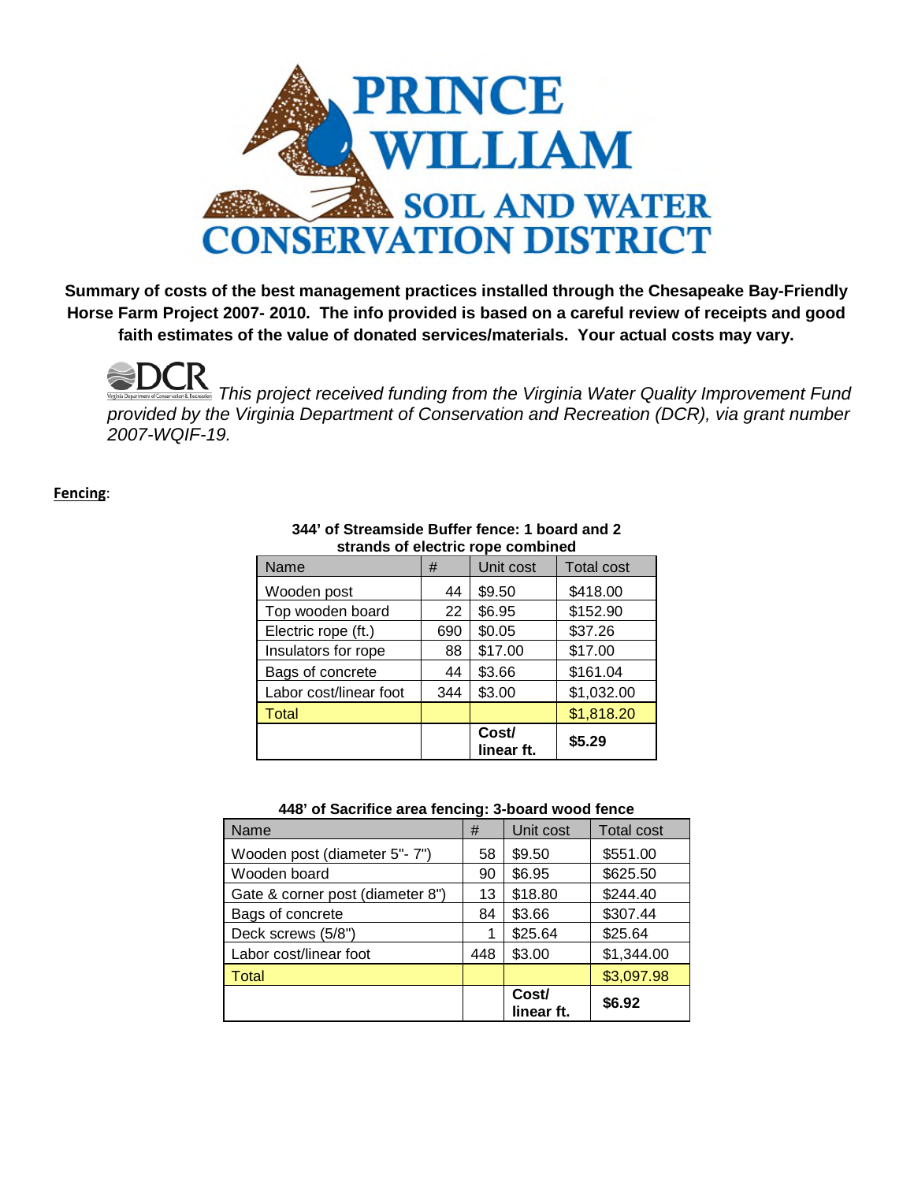# PRINCE WILLIAM SOIL AND WATER CONSERVATION DISTRICT

**Summary of costs of the best management practices installed through the Chesapeake Bay-Friendly Horse Farm Project 2007- 2010. The info provided is based on a careful review of receipts and good faith estimates of the value of donated services/materials. Your actual costs may vary.**

DCR *This project received funding from the Virginia Water Quality Improvement Fund provided by the Virginia Department of Conservation and Recreation (DCR), via grant number 2007-WQIF-19.*

**Fencing**:

**344' of Streamside Buffer fence: 1 board and 2 strands of electric rope combined**

| Name | # | Unit cost | Total cost |
|---|---|---|---|
| Wooden post | 44 | $9.50 | $418.00 |
| Top wooden board | 22 | $6.95 | $152.90 |
| Electric rope (ft.) | 690 | $0.05 | $37.26 |
| Insulators for rope | 88 | $17.00 | $17.00 |
| Bags of concrete | 44 | $3.66 | $161.04 |
| Labor cost/linear foot | 344 | $3.00 | $1,032.00 |
| Total | | | $1,818.20 |
| | | **Cost/ linear ft.** | **$5.29** |

**448' of Sacrifice area fencing: 3-board wood fence**

| Name | # | Unit cost | Total cost |
|---|---|---|---|
| Wooden post (diameter 5"- 7") | 58 | $9.50 | $551.00 |
| Wooden board | 90 | $6.95 | $625.50 |
| Gate & corner post (diameter 8") | 13 | $18.80 | $244.40 |
| Bags of concrete | 84 | $3.66 | $307.44 |
| Deck screws (5/8") | 1 | $25.64 | $25.64 |
| Labor cost/linear foot | 448 | $3.00 | $1,344.00 |
| Total | | | $3,097.98 |
| | | **Cost/ linear ft.** | **$6.92** |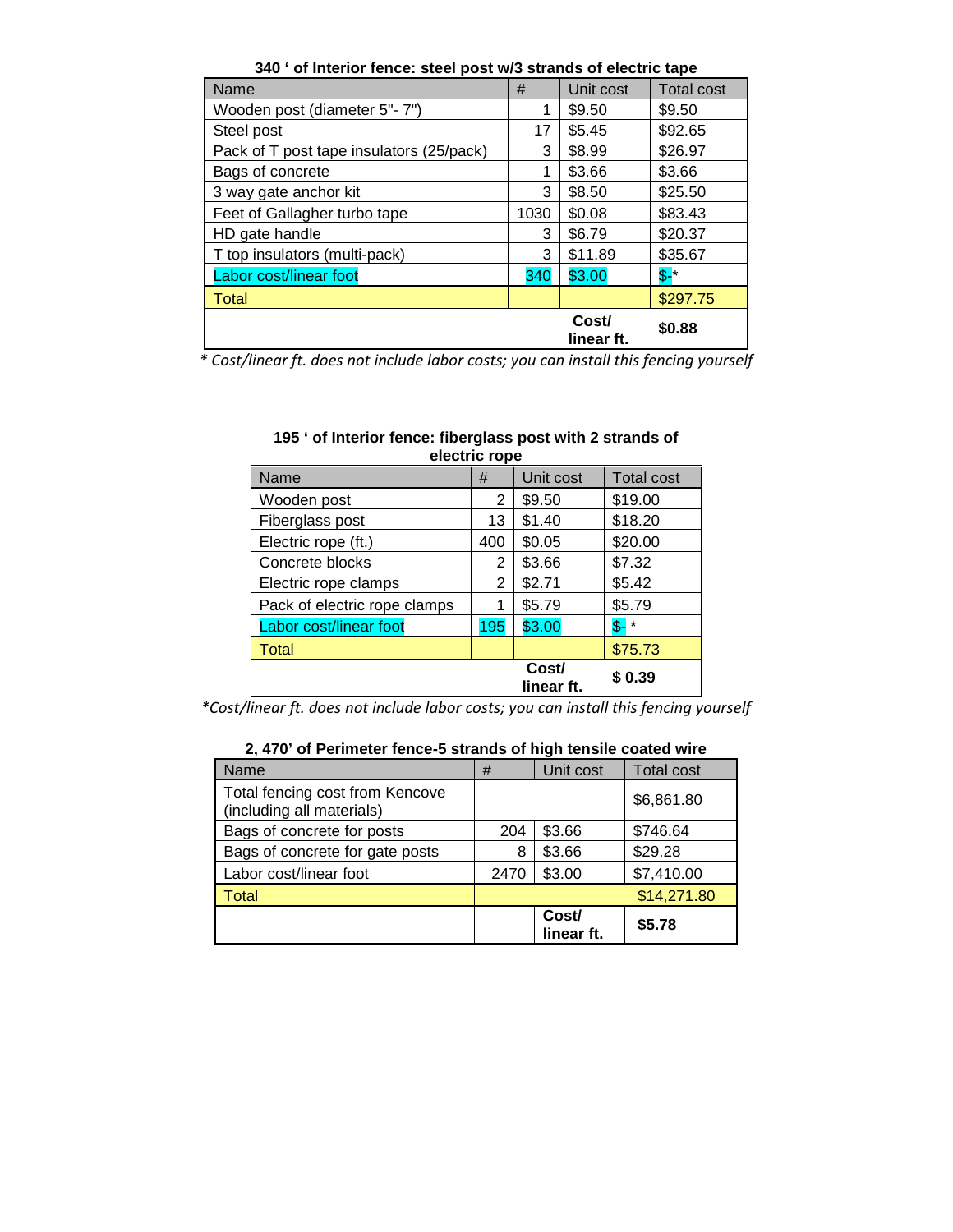**340 ' of Interior fence: steel post w/3 strands of electric tape**

| Name | # | Unit cost | Total cost |
|---|---|---|---|
| Wooden post (diameter 5"- 7") | 1 | $9.50 | $9.50 |
| Steel post | 17 | $5.45 | $92.65 |
| Pack of T post tape insulators (25/pack) | 3 | $8.99 | $26.97 |
| Bags of concrete | 1 | $3.66 | $3.66 |
| 3 way gate anchor kit | 3 | $8.50 | $25.50 |
| Feet of Gallagher turbo tape | 1030 | $0.08 | $83.43 |
| HD gate handle | 3 | $6.79 | $20.37 |
| T top insulators (multi-pack) | 3 | $11.89 | $35.67 |
| Labor cost/linear foot | 340 | $3.00 | $-* |
| Total | | | $297.75 |
| | | **Cost/ linear ft.** | **$0.88** |

*\* Cost/linear ft. does not include labor costs; you can install this fencing yourself*

**195 ' of Interior fence: fiberglass post with 2 strands of electric rope**

| Name | # | Unit cost | Total cost |
|---|---|---|---|
| Wooden post | 2 | $9.50 | $19.00 |
| Fiberglass post | 13 | $1.40 | $18.20 |
| Electric rope (ft.) | 400 | $0.05 | $20.00 |
| Concrete blocks | 2 | $3.66 | $7.32 |
| Electric rope clamps | 2 | $2.71 | $5.42 |
| Pack of electric rope clamps | 1 | $5.79 | $5.79 |
| Labor cost/linear foot | 195 | $3.00 | $- * |
| Total | | | $75.73 |
| | | **Cost/ linear ft.** | **$ 0.39** |

*\*Cost/linear ft. does not include labor costs; you can install this fencing yourself*

**2, 470' of Perimeter fence-5 strands of high tensile coated wire**

| Name | # | Unit cost | Total cost |
|---|---|---|---|
| Total fencing cost from Kencove (including all materials) | | | $6,861.80 |
| Bags of concrete for posts | 204 | $3.66 | $746.64 |
| Bags of concrete for gate posts | 8 | $3.66 | $29.28 |
| Labor cost/linear foot | 2470 | $3.00 | $7,410.00 |
| Total | | | $14,271.80 |
| | | **Cost/ linear ft.** | **$5.78** |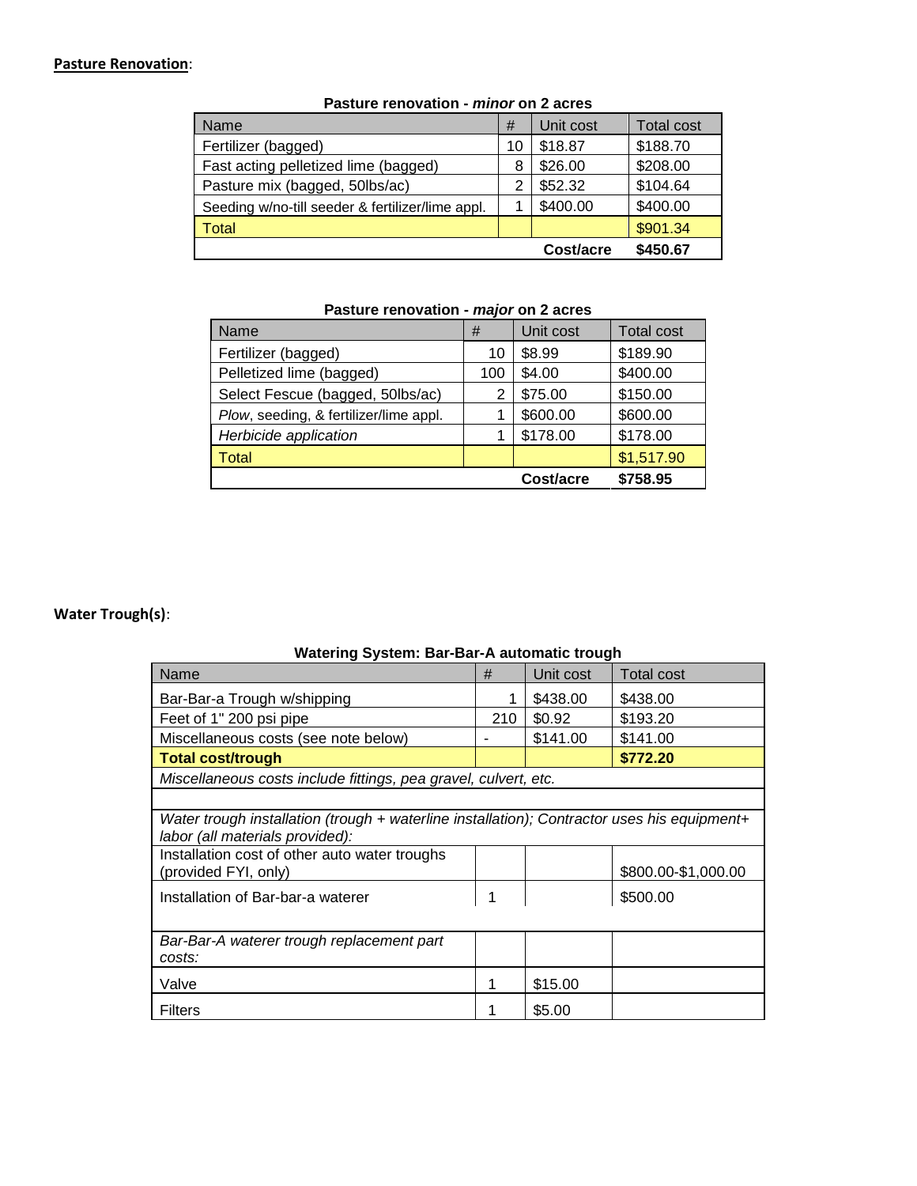**Pasture Renovation**:

**Pasture renovation - *minor* on 2 acres**

| Name | # | Unit cost | Total cost |
|---|---|---|---|
| Fertilizer (bagged) | 10 | $18.87 | $188.70 |
| Fast acting pelletized lime (bagged) | 8 | $26.00 | $208.00 |
| Pasture mix (bagged, 50lbs/ac) | 2 | $52.32 | $104.64 |
| Seeding w/no-till seeder & fertilizer/lime appl. | 1 | $400.00 | $400.00 |
| Total | | | $901.34 |
| | | **Cost/acre** | **$450.67** |

**Pasture renovation - *major* on 2 acres**

| Name | # | Unit cost | Total cost |
|---|---|---|---|
| Fertilizer (bagged) | 10 | $8.99 | $189.90 |
| Pelletized lime (bagged) | 100 | $4.00 | $400.00 |
| Select Fescue (bagged, 50lbs/ac) | 2 | $75.00 | $150.00 |
| *Plow*, seeding, & fertilizer/lime appl. | 1 | $600.00 | $600.00 |
| *Herbicide application* | 1 | $178.00 | $178.00 |
| Total | | | $1,517.90 |
| | | **Cost/acre** | **$758.95** |

**Water Trough(s)**:

**Watering System: Bar-Bar-A automatic trough**

| Name | # | Unit cost | Total cost |
|---|---|---|---|
| Bar-Bar-a Trough w/shipping | 1 | $438.00 | $438.00 |
| Feet of 1" 200 psi pipe | 210 | $0.92 | $193.20 |
| Miscellaneous costs (see note below) | - | $141.00 | $141.00 |
| **Total cost/trough** | | | **$772.20** |
| *Miscellaneous costs include fittings, pea gravel, culvert, etc.* | | | |
| | | | |
| *Water trough installation (trough + waterline installation); Contractor uses his equipment+ labor (all materials provided):* | | | |
| Installation cost of other auto water troughs (provided FYI, only) | | | $800.00-$1,000.00 |
| Installation of Bar-bar-a waterer | 1 | | $500.00 |
| *Bar-Bar-A waterer trough replacement part costs:* | | | |
| Valve | 1 | $15.00 | |
| Filters | 1 | $5.00 | |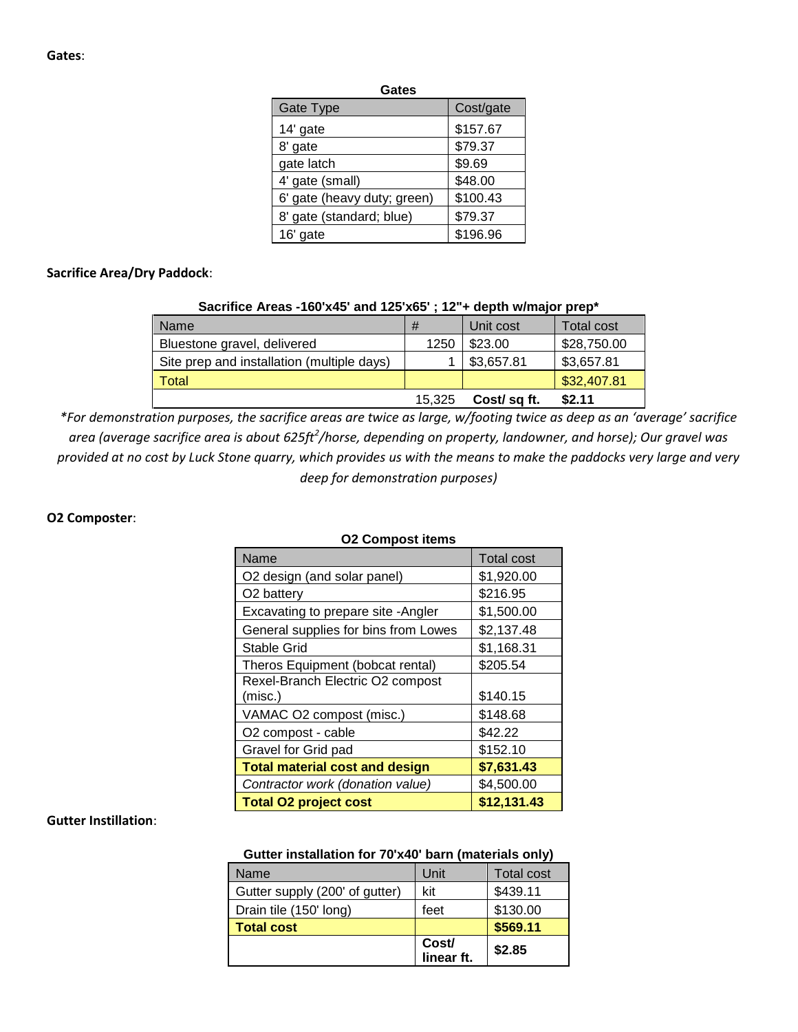**Gates**:

**Gates**

| Gate Type | Cost/gate |
|---|---|
| 14' gate | $157.67 |
| 8' gate | $79.37 |
| gate latch | $9.69 |
| 4' gate (small) | $48.00 |
| 6' gate (heavy duty; green) | $100.43 |
| 8' gate (standard; blue) | $79.37 |
| 16' gate | $196.96 |

**Sacrifice Area/Dry Paddock**:

**Sacrifice Areas -160'x45' and 125'x65' ; 12"+ depth w/major prep***

| Name | # | Unit cost | Total cost |
|---|---|---|---|
| Bluestone gravel, delivered | 1250 | $23.00 | $28,750.00 |
| Site prep and installation (multiple days) | 1 | $3,657.81 | $3,657.81 |
| Total | | | $32,407.81 |
| | 15,325 | **Cost/ sq ft.** | **$2.11** |

*\*For demonstration purposes, the sacrifice areas are twice as large, w/footing twice as deep as an 'average' sacrifice area (average sacrifice area is about 625ft$^2$/horse, depending on property, landowner, and horse); Our gravel was provided at no cost by Luck Stone quarry, which provides us with the means to make the paddocks very large and very deep for demonstration purposes)*

**O2 Composter**:

**O2 Compost items**

| Name | Total cost |
|---|---|
| O2 design (and solar panel) | $1,920.00 |
| O2 battery | $216.95 |
| Excavating to prepare site -Angler | $1,500.00 |
| General supplies for bins from Lowes | $2,137.48 |
| Stable Grid | $1,168.31 |
| Theros Equipment (bobcat rental) | $205.54 |
| Rexel-Branch Electric O2 compost (misc.) | $140.15 |
| VAMAC O2 compost (misc.) | $148.68 |
| O2 compost - cable | $42.22 |
| Gravel for Grid pad | $152.10 |
| **Total material cost and design** | **$7,631.43** |
| *Contractor work (donation value)* | $4,500.00 |
| **Total O2 project cost** | **$12,131.43** |

**Gutter Instillation**:

**Gutter installation for 70'x40' barn (materials only)**

| Name | Unit | Total cost |
|---|---|---|
| Gutter supply (200' of gutter) | kit | $439.11 |
| Drain tile (150' long) | feet | $130.00 |
| **Total cost** | | **$569.11** |
| | **Cost/ linear ft.** | **$2.85** |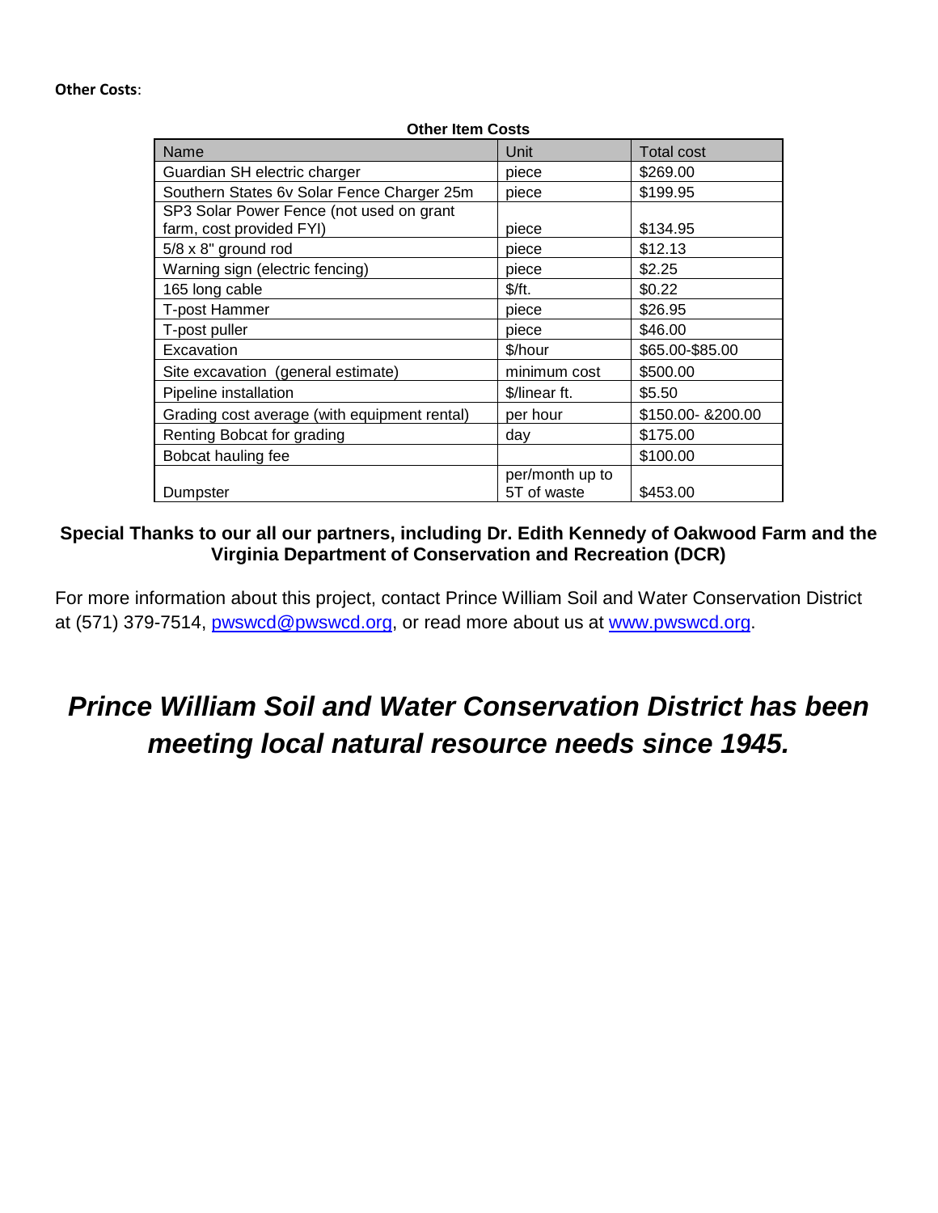**Other Costs**:

**Other Item Costs**

| Name | Unit | Total cost |
|---|---|---|
| Guardian SH electric charger | piece | $269.00 |
| Southern States 6v Solar Fence Charger 25m | piece | $199.95 |
| SP3 Solar Power Fence (not used on grant farm, cost provided FYI) | piece | $134.95 |
| 5/8 x 8" ground rod | piece | $12.13 |
| Warning sign (electric fencing) | piece | $2.25 |
| 165 long cable | $/ft. | $0.22 |
| T-post Hammer | piece | $26.95 |
| T-post puller | piece | $46.00 |
| Excavation | $/hour | $65.00-$85.00 |
| Site excavation (general estimate) | minimum cost | $500.00 |
| Pipeline installation | $/linear ft. | $5.50 |
| Grading cost average (with equipment rental) | per hour | $150.00- &200.00 |
| Renting Bobcat for grading | day | $175.00 |
| Bobcat hauling fee | | $100.00 |
| Dumpster | per/month up to 5T of waste | $453.00 |

**Special Thanks to our all our partners, including Dr. Edith Kennedy of Oakwood Farm and the Virginia Department of Conservation and Recreation (DCR)**

For more information about this project, contact Prince William Soil and Water Conservation District at (571) 379-7514, [pwswcd@pwswcd.org](mailto:pwswcd@pwswcd.org), or read more about us at [www.pwswcd.org](http://www.pwswcd.org).

***Prince William Soil and Water Conservation District has been meeting local natural resource needs since 1945.***